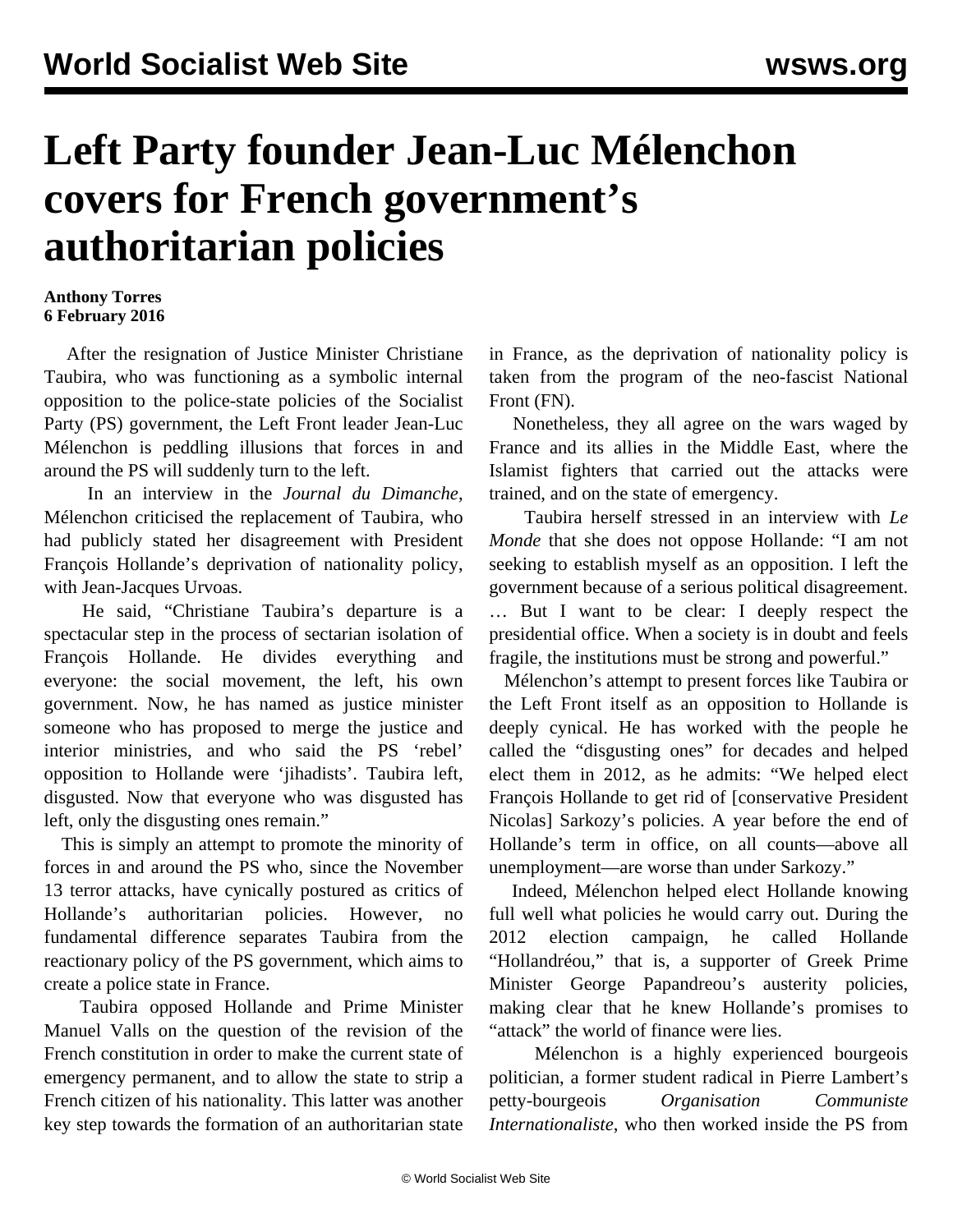# Left Party founder Jean-Luc Mélenchon covers for French government's authoritarian policies

**Anthony Torres**
**6 February 2016**

After the resignation of Justice Minister Christiane Taubira, who was functioning as a symbolic internal opposition to the police-state policies of the Socialist Party (PS) government, the Left Front leader Jean-Luc Mélenchon is peddling illusions that forces in and around the PS will suddenly turn to the left.

In an interview in the *Journal du Dimanche*, Mélenchon criticised the replacement of Taubira, who had publicly stated her disagreement with President François Hollande's deprivation of nationality policy, with Jean-Jacques Urvoas.

He said, "Christiane Taubira's departure is a spectacular step in the process of sectarian isolation of François Hollande. He divides everything and everyone: the social movement, the left, his own government. Now, he has named as justice minister someone who has proposed to merge the justice and interior ministries, and who said the PS 'rebel' opposition to Hollande were 'jihadists'. Taubira left, disgusted. Now that everyone who was disgusted has left, only the disgusting ones remain."

This is simply an attempt to promote the minority of forces in and around the PS who, since the November 13 terror attacks, have cynically postured as critics of Hollande's authoritarian policies. However, no fundamental difference separates Taubira from the reactionary policy of the PS government, which aims to create a police state in France.

Taubira opposed Hollande and Prime Minister Manuel Valls on the question of the revision of the French constitution in order to make the current state of emergency permanent, and to allow the state to strip a French citizen of his nationality. This latter was another key step towards the formation of an authoritarian state in France, as the deprivation of nationality policy is taken from the program of the neo-fascist National Front (FN).

Nonetheless, they all agree on the wars waged by France and its allies in the Middle East, where the Islamist fighters that carried out the attacks were trained, and on the state of emergency.

Taubira herself stressed in an interview with *Le Monde* that she does not oppose Hollande: "I am not seeking to establish myself as an opposition. I left the government because of a serious political disagreement. … But I want to be clear: I deeply respect the presidential office. When a society is in doubt and feels fragile, the institutions must be strong and powerful."

Mélenchon's attempt to present forces like Taubira or the Left Front itself as an opposition to Hollande is deeply cynical. He has worked with the people he called the "disgusting ones" for decades and helped elect them in 2012, as he admits: "We helped elect François Hollande to get rid of [conservative President Nicolas] Sarkozy's policies. A year before the end of Hollande's term in office, on all counts—above all unemployment—are worse than under Sarkozy."

Indeed, Mélenchon helped elect Hollande knowing full well what policies he would carry out. During the 2012 election campaign, he called Hollande "Hollandréou," that is, a supporter of Greek Prime Minister George Papandreou's austerity policies, making clear that he knew Hollande's promises to "attack" the world of finance were lies.

Mélenchon is a highly experienced bourgeois politician, a former student radical in Pierre Lambert's petty-bourgeois *Organisation Communiste Internationaliste*, who then worked inside the PS from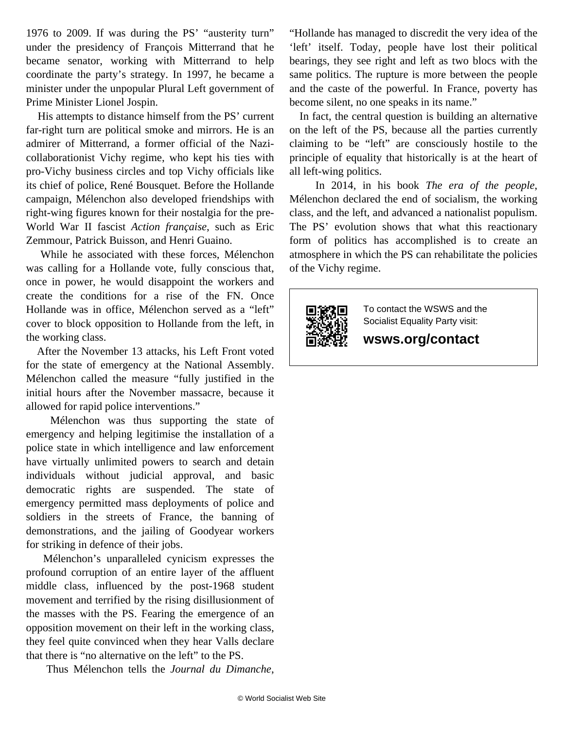1976 to 2009. If was during the PS' "austerity turn" under the presidency of François Mitterrand that he became senator, working with Mitterrand to help coordinate the party's strategy. In 1997, he became a minister under the unpopular Plural Left government of Prime Minister Lionel Jospin.

His attempts to distance himself from the PS' current far-right turn are political smoke and mirrors. He is an admirer of Mitterrand, a former official of the Nazi-collaborationist Vichy regime, who kept his ties with pro-Vichy business circles and top Vichy officials like its chief of police, René Bousquet. Before the Hollande campaign, Mélenchon also developed friendships with right-wing figures known for their nostalgia for the pre-World War II fascist *Action française*, such as Eric Zemmour, Patrick Buisson, and Henri Guaino.

While he associated with these forces, Mélenchon was calling for a Hollande vote, fully conscious that, once in power, he would disappoint the workers and create the conditions for a rise of the FN. Once Hollande was in office, Mélenchon served as a "left" cover to block opposition to Hollande from the left, in the working class.

After the November 13 attacks, his Left Front voted for the state of emergency at the National Assembly. Mélenchon called the measure "fully justified in the initial hours after the November massacre, because it allowed for rapid police interventions."

Mélenchon was thus supporting the state of emergency and helping legitimise the installation of a police state in which intelligence and law enforcement have virtually unlimited powers to search and detain individuals without judicial approval, and basic democratic rights are suspended. The state of emergency permitted mass deployments of police and soldiers in the streets of France, the banning of demonstrations, and the jailing of Goodyear workers for striking in defence of their jobs.

Mélenchon's unparalleled cynicism expresses the profound corruption of an entire layer of the affluent middle class, influenced by the post-1968 student movement and terrified by the rising disillusionment of the masses with the PS. Fearing the emergence of an opposition movement on their left in the working class, they feel quite convinced when they hear Valls declare that there is "no alternative on the left" to the PS.

Thus Mélenchon tells the *Journal du Dimanche*, "Hollande has managed to discredit the very idea of the 'left' itself. Today, people have lost their political bearings, they see right and left as two blocs with the same politics. The rupture is more between the people and the caste of the powerful. In France, poverty has become silent, no one speaks in its name."

In fact, the central question is building an alternative on the left of the PS, because all the parties currently claiming to be "left" are consciously hostile to the principle of equality that historically is at the heart of all left-wing politics.

In 2014, in his book *The era of the people*, Mélenchon declared the end of socialism, the working class, and the left, and advanced a nationalist populism. The PS' evolution shows that what this reactionary form of politics has accomplished is to create an atmosphere in which the PS can rehabilitate the policies of the Vichy regime.

To contact the WSWS and the Socialist Equality Party visit:

**wsws.org/contact**